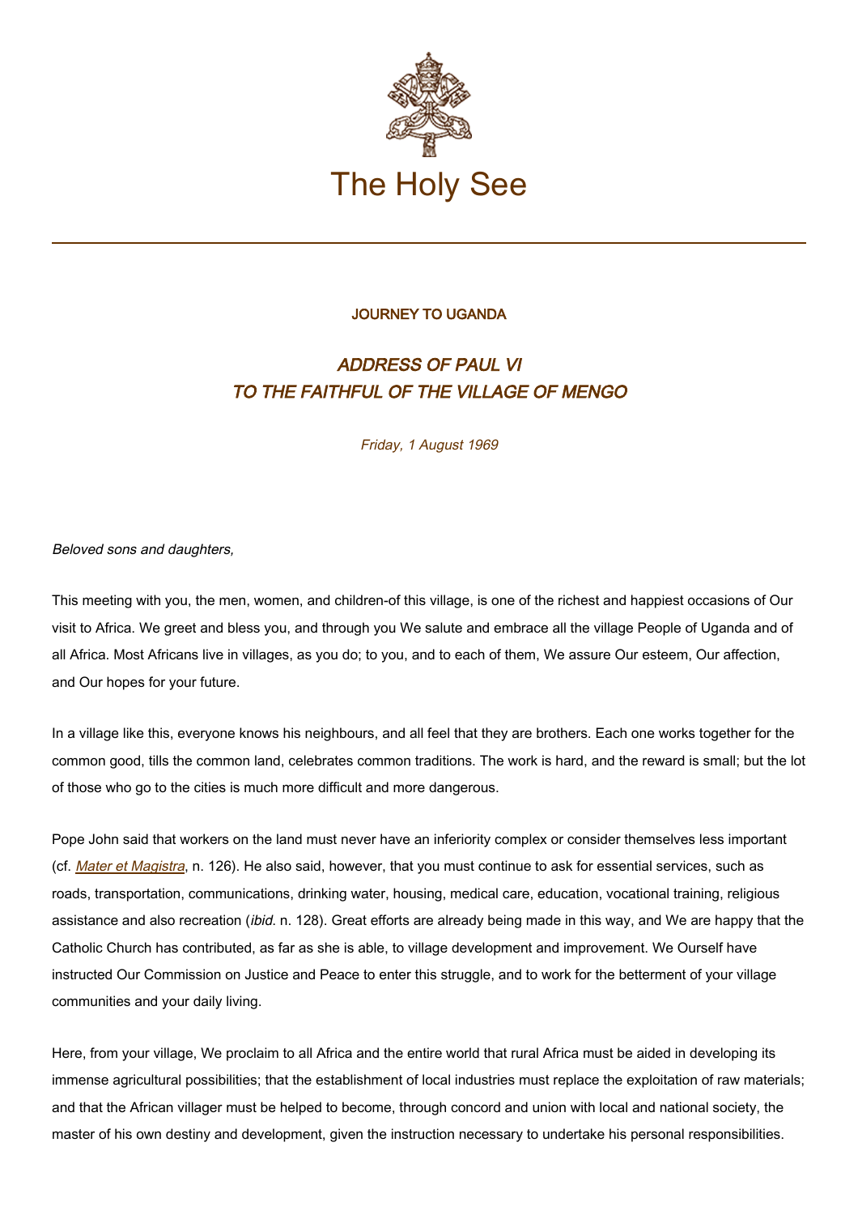The Holy See

JOURNEY TO UGANDA

## *ADDRESS OF PAUL VI TO THE FAITHFUL OF THE VILLAGE OF MENGO*

*Friday, 1 August 1969*

*Beloved sons and daughters,*

This meeting with you, the men, women, and children-of this village, is one of the richest and happiest occasions of Our visit to Africa. We greet and bless you, and through you We salute and embrace all the village People of Uganda and of all Africa. Most Africans live in villages, as you do; to you, and to each of them, We assure Our esteem, Our affection, and Our hopes for your future.

In a village like this, everyone knows his neighbours, and all feel that they are brothers. Each one works together for the common good, tills the common land, celebrates common traditions. The work is hard, and the reward is small; but the lot of those who go to the cities is much more difficult and more dangerous.

Pope John said that workers on the land must never have an inferiority complex or consider themselves less important (cf. *Mater et Magistra*, n. 126). He also said, however, that you must continue to ask for essential services, such as roads, transportation, communications, drinking water, housing, medical care, education, vocational training, religious assistance and also recreation (*ibid*. n. 128). Great efforts are already being made in this way, and We are happy that the Catholic Church has contributed, as far as she is able, to village development and improvement. We Ourself have instructed Our Commission on Justice and Peace to enter this struggle, and to work for the betterment of your village communities and your daily living.

Here, from your village, We proclaim to all Africa and the entire world that rural Africa must be aided in developing its immense agricultural possibilities; that the establishment of local industries must replace the exploitation of raw materials; and that the African villager must be helped to become, through concord and union with local and national society, the master of his own destiny and development, given the instruction necessary to undertake his personal responsibilities.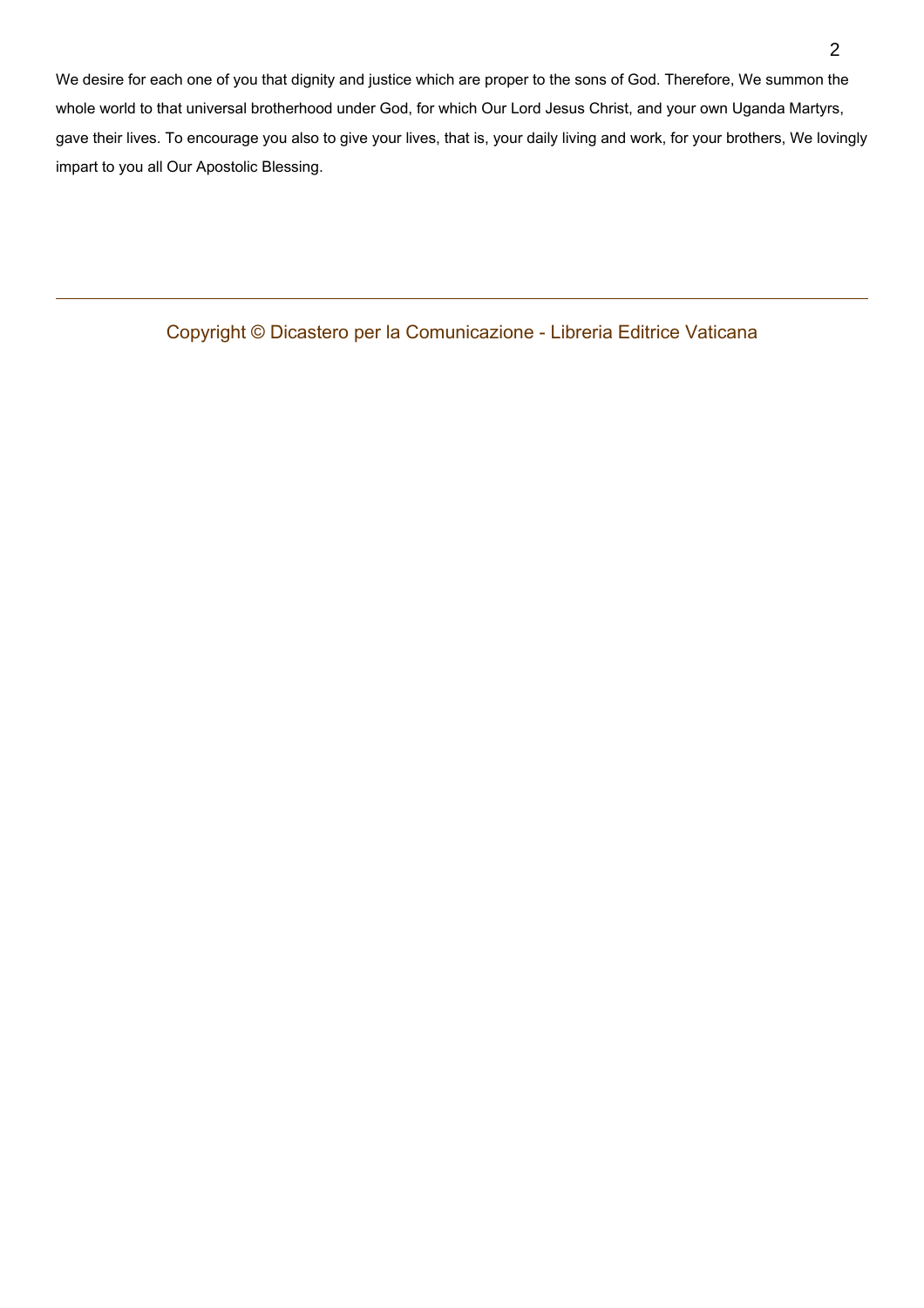We desire for each one of you that dignity and justice which are proper to the sons of God. Therefore, We summon the whole world to that universal brotherhood under God, for which Our Lord Jesus Christ, and your own Uganda Martyrs, gave their lives. To encourage you also to give your lives, that is, your daily living and work, for your brothers, We lovingly impart to you all Our Apostolic Blessing.

---

Copyright © Dicastero per la Comunicazione - Libreria Editrice Vaticana